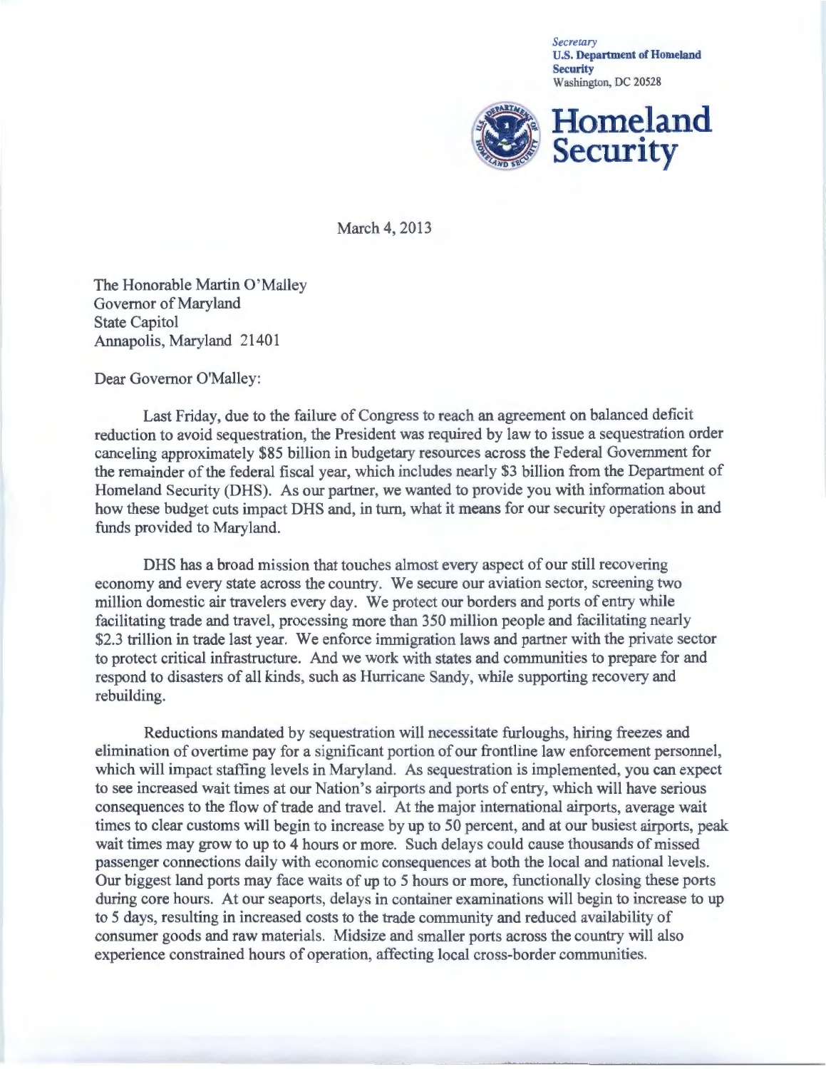*Secretary*
**U.S. Department of Homeland Security**
Washington, DC 20528

**Homeland Security**

March 4, 2013

The Honorable Martin O'Malley
Governor of Maryland
State Capitol
Annapolis, Maryland 21401

Dear Governor O'Malley:

Last Friday, due to the failure of Congress to reach an agreement on balanced deficit reduction to avoid sequestration, the President was required by law to issue a sequestration order canceling approximately $85 billion in budgetary resources across the Federal Government for the remainder of the federal fiscal year, which includes nearly $3 billion from the Department of Homeland Security (DHS). As our partner, we wanted to provide you with information about how these budget cuts impact DHS and, in turn, what it means for our security operations in and funds provided to Maryland.

DHS has a broad mission that touches almost every aspect of our still recovering economy and every state across the country. We secure our aviation sector, screening two million domestic air travelers every day. We protect our borders and ports of entry while facilitating trade and travel, processing more than 350 million people and facilitating nearly $2.3 trillion in trade last year. We enforce immigration laws and partner with the private sector to protect critical infrastructure. And we work with states and communities to prepare for and respond to disasters of all kinds, such as Hurricane Sandy, while supporting recovery and rebuilding.

Reductions mandated by sequestration will necessitate furloughs, hiring freezes and elimination of overtime pay for a significant portion of our frontline law enforcement personnel, which will impact staffing levels in Maryland. As sequestration is implemented, you can expect to see increased wait times at our Nation's airports and ports of entry, which will have serious consequences to the flow of trade and travel. At the major international airports, average wait times to clear customs will begin to increase by up to 50 percent, and at our busiest airports, peak wait times may grow to up to 4 hours or more. Such delays could cause thousands of missed passenger connections daily with economic consequences at both the local and national levels. Our biggest land ports may face waits of up to 5 hours or more, functionally closing these ports during core hours. At our seaports, delays in container examinations will begin to increase to up to 5 days, resulting in increased costs to the trade community and reduced availability of consumer goods and raw materials. Midsize and smaller ports across the country will also experience constrained hours of operation, affecting local cross-border communities.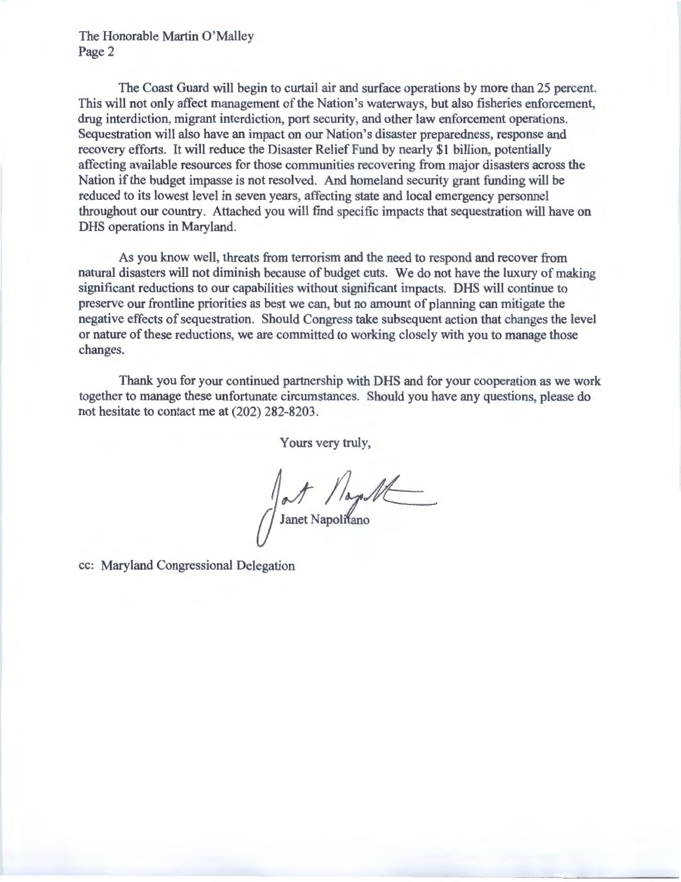The Coast Guard will begin to curtail air and surface operations by more than 25 percent. This will not only affect management of the Nation's waterways, but also fisheries enforcement, drug interdiction, migrant interdiction, port security, and other law enforcement operations. Sequestration will also have an impact on our Nation's disaster preparedness, response and recovery efforts. It will reduce the Disaster Relief Fund by nearly $1 billion, potentially affecting available resources for those communities recovering from major disasters across the Nation if the budget impasse is not resolved. And homeland security grant funding will be reduced to its lowest level in seven years, affecting state and local emergency personnel throughout our country. Attached you will find specific impacts that sequestration will have on DHS operations in Maryland.

As you know well, threats from terrorism and the need to respond and recover from natural disasters will not diminish because of budget cuts. We do not have the luxury of making significant reductions to our capabilities without significant impacts. DHS will continue to preserve our frontline priorities as best we can, but no amount of planning can mitigate the negative effects of sequestration. Should Congress take subsequent action that changes the level or nature of these reductions, we are committed to working closely with you to manage those changes.

Thank you for your continued partnership with DHS and for your cooperation as we work together to manage these unfortunate circumstances. Should you have any questions, please do not hesitate to contact me at (202) 282-8203.

Yours very truly,

Janet Napolitano

cc: Maryland Congressional Delegation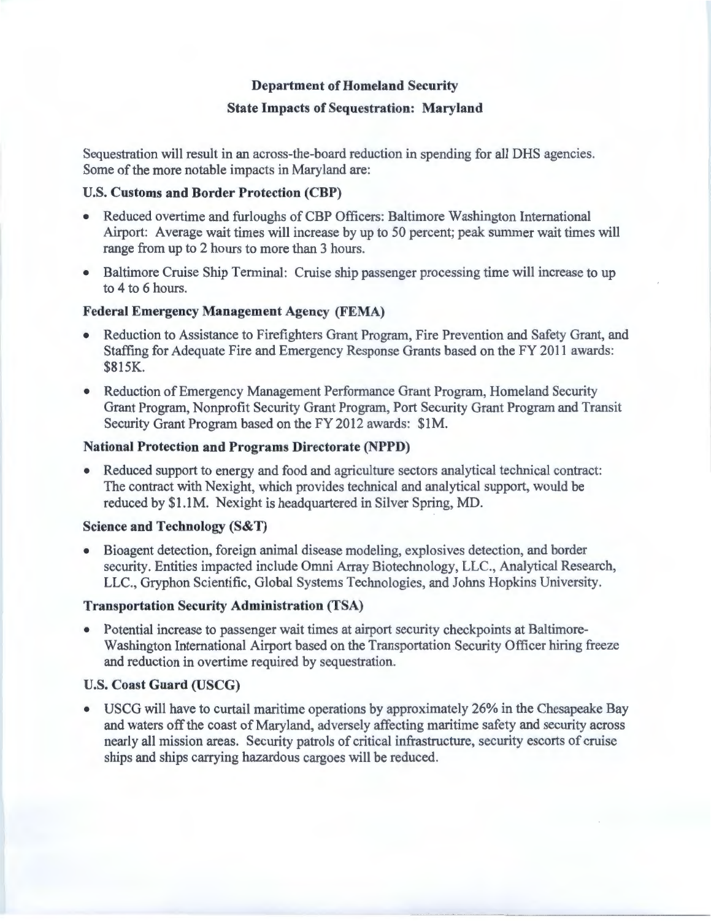**Department of Homeland Security**

**State Impacts of Sequestration: Maryland**

Sequestration will result in an across-the-board reduction in spending for all DHS agencies. Some of the more notable impacts in Maryland are:

**U.S. Customs and Border Protection (CBP)**

- Reduced overtime and furloughs of CBP Officers: Baltimore Washington International Airport: Average wait times will increase by up to 50 percent; peak summer wait times will range from up to 2 hours to more than 3 hours.
- Baltimore Cruise Ship Terminal: Cruise ship passenger processing time will increase to up to 4 to 6 hours.

**Federal Emergency Management Agency (FEMA)**

- Reduction to Assistance to Firefighters Grant Program, Fire Prevention and Safety Grant, and Staffing for Adequate Fire and Emergency Response Grants based on the FY 2011 awards: $815K.
- Reduction of Emergency Management Performance Grant Program, Homeland Security Grant Program, Nonprofit Security Grant Program, Port Security Grant Program and Transit Security Grant Program based on the FY 2012 awards: $1M.

**National Protection and Programs Directorate (NPPD)**

- Reduced support to energy and food and agriculture sectors analytical technical contract: The contract with Nexight, which provides technical and analytical support, would be reduced by $1.1M. Nexight is headquartered in Silver Spring, MD.

**Science and Technology (S&T)**

- Bioagent detection, foreign animal disease modeling, explosives detection, and border security. Entities impacted include Omni Array Biotechnology, LLC., Analytical Research, LLC., Gryphon Scientific, Global Systems Technologies, and Johns Hopkins University.

**Transportation Security Administration (TSA)**

- Potential increase to passenger wait times at airport security checkpoints at Baltimore-Washington International Airport based on the Transportation Security Officer hiring freeze and reduction in overtime required by sequestration.

**U.S. Coast Guard (USCG)**

- USCG will have to curtail maritime operations by approximately 26% in the Chesapeake Bay and waters off the coast of Maryland, adversely affecting maritime safety and security across nearly all mission areas. Security patrols of critical infrastructure, security escorts of cruise ships and ships carrying hazardous cargoes will be reduced.